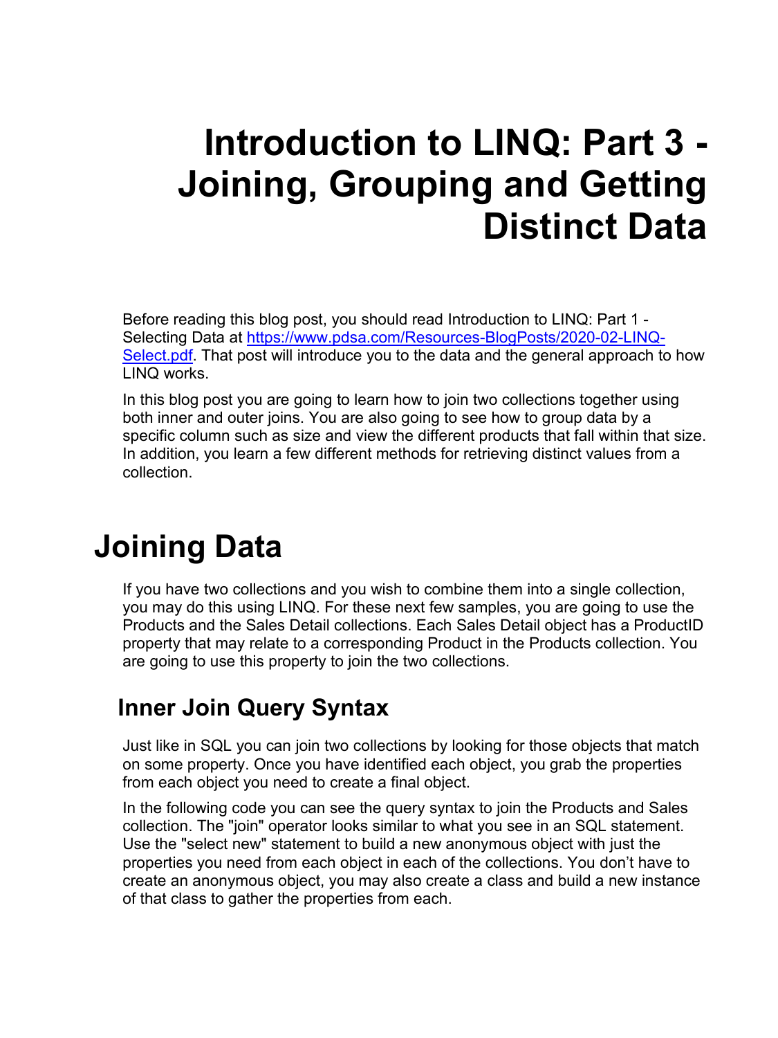# Introduction to LINQ: Part 3 - Joining, Grouping and Getting Distinct Data

Before reading this blog post, you should read Introduction to LINQ: Part 1 - Selecting Data at [https://www.pdsa.com/Resources-BlogPosts/2020-02-LINQ-Select.pdf](https://www.pdsa.com/Resources-BlogPosts/2020-02-LINQ-Select.pdf). That post will introduce you to the data and the general approach to how LINQ works.

In this blog post you are going to learn how to join two collections together using both inner and outer joins. You are also going to see how to group data by a specific column such as size and view the different products that fall within that size. In addition, you learn a few different methods for retrieving distinct values from a collection.

# Joining Data

If you have two collections and you wish to combine them into a single collection, you may do this using LINQ. For these next few samples, you are going to use the Products and the Sales Detail collections. Each Sales Detail object has a ProductID property that may relate to a corresponding Product in the Products collection. You are going to use this property to join the two collections.

## Inner Join Query Syntax

Just like in SQL you can join two collections by looking for those objects that match on some property. Once you have identified each object, you grab the properties from each object you need to create a final object.

In the following code you can see the query syntax to join the Products and Sales collection. The "join" operator looks similar to what you see in an SQL statement. Use the "select new" statement to build a new anonymous object with just the properties you need from each object in each of the collections. You don't have to create an anonymous object, you may also create a class and build a new instance of that class to gather the properties from each.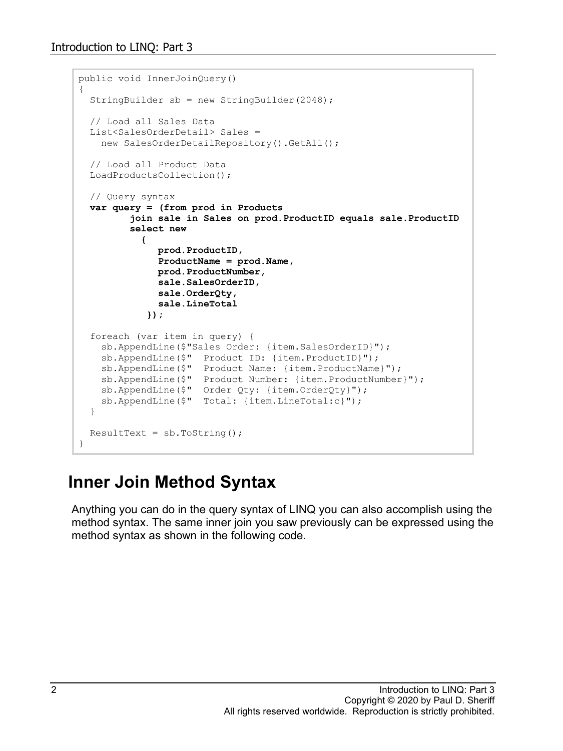```
public void InnerJoinQuery()
{
  StringBuilder sb = new StringBuilder(2048);

  // Load all Sales Data
  List<SalesOrderDetail> Sales =
    new SalesOrderDetailRepository().GetAll();

  // Load all Product Data
  LoadProductsCollection();

  // Query syntax
  var query = (from prod in Products
         join sale in Sales on prod.ProductID equals sale.ProductID
         select new
           {
              prod.ProductID,
              ProductName = prod.Name,
              prod.ProductNumber,
              sale.SalesOrderID,
              sale.OrderQty,
              sale.LineTotal
            });

  foreach (var item in query) {
    sb.AppendLine($"Sales Order: {item.SalesOrderID}");
    sb.AppendLine($"  Product ID: {item.ProductID}");
    sb.AppendLine($"  Product Name: {item.ProductName}");
    sb.AppendLine($"  Product Number: {item.ProductNumber}");
    sb.AppendLine($"  Order Qty: {item.OrderQty}");
    sb.AppendLine($"  Total: {item.LineTotal:c}");
  }

  ResultText = sb.ToString();
}
```

## Inner Join Method Syntax

Anything you can do in the query syntax of LINQ you can also accomplish using the method syntax. The same inner join you saw previously can be expressed using the method syntax as shown in the following code.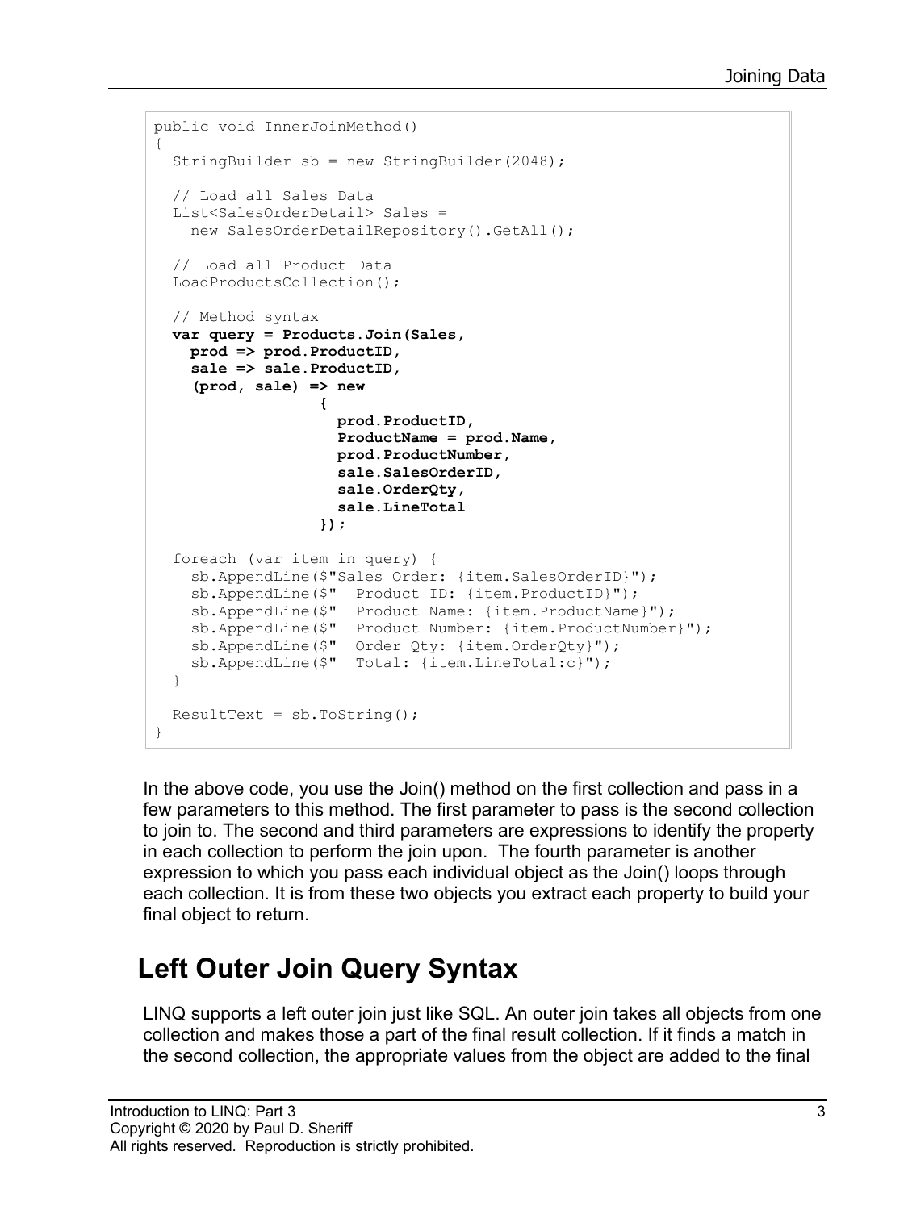```
public void InnerJoinMethod()
{
  StringBuilder sb = new StringBuilder(2048);

  // Load all Sales Data
  List<SalesOrderDetail> Sales =
    new SalesOrderDetailRepository().GetAll();

  // Load all Product Data
  LoadProductsCollection();

  // Method syntax
  var query = Products.Join(Sales,
    prod => prod.ProductID,
    sale => sale.ProductID,
    (prod, sale) => new
                  {
                    prod.ProductID,
                    ProductName = prod.Name,
                    prod.ProductNumber,
                    sale.SalesOrderID,
                    sale.OrderQty,
                    sale.LineTotal
                  });

  foreach (var item in query) {
    sb.AppendLine($"Sales Order: {item.SalesOrderID}");
    sb.AppendLine($"  Product ID: {item.ProductID}");
    sb.AppendLine($"  Product Name: {item.ProductName}");
    sb.AppendLine($"  Product Number: {item.ProductNumber}");
    sb.AppendLine($"  Order Qty: {item.OrderQty}");
    sb.AppendLine($"  Total: {item.LineTotal:c}");
  }

  ResultText = sb.ToString();
}
```

In the above code, you use the Join() method on the first collection and pass in a few parameters to this method. The first parameter to pass is the second collection to join to. The second and third parameters are expressions to identify the property in each collection to perform the join upon. The fourth parameter is another expression to which you pass each individual object as the Join() loops through each collection. It is from these two objects you extract each property to build your final object to return.

## Left Outer Join Query Syntax

LINQ supports a left outer join just like SQL. An outer join takes all objects from one collection and makes those a part of the final result collection. If it finds a match in the second collection, the appropriate values from the object are added to the final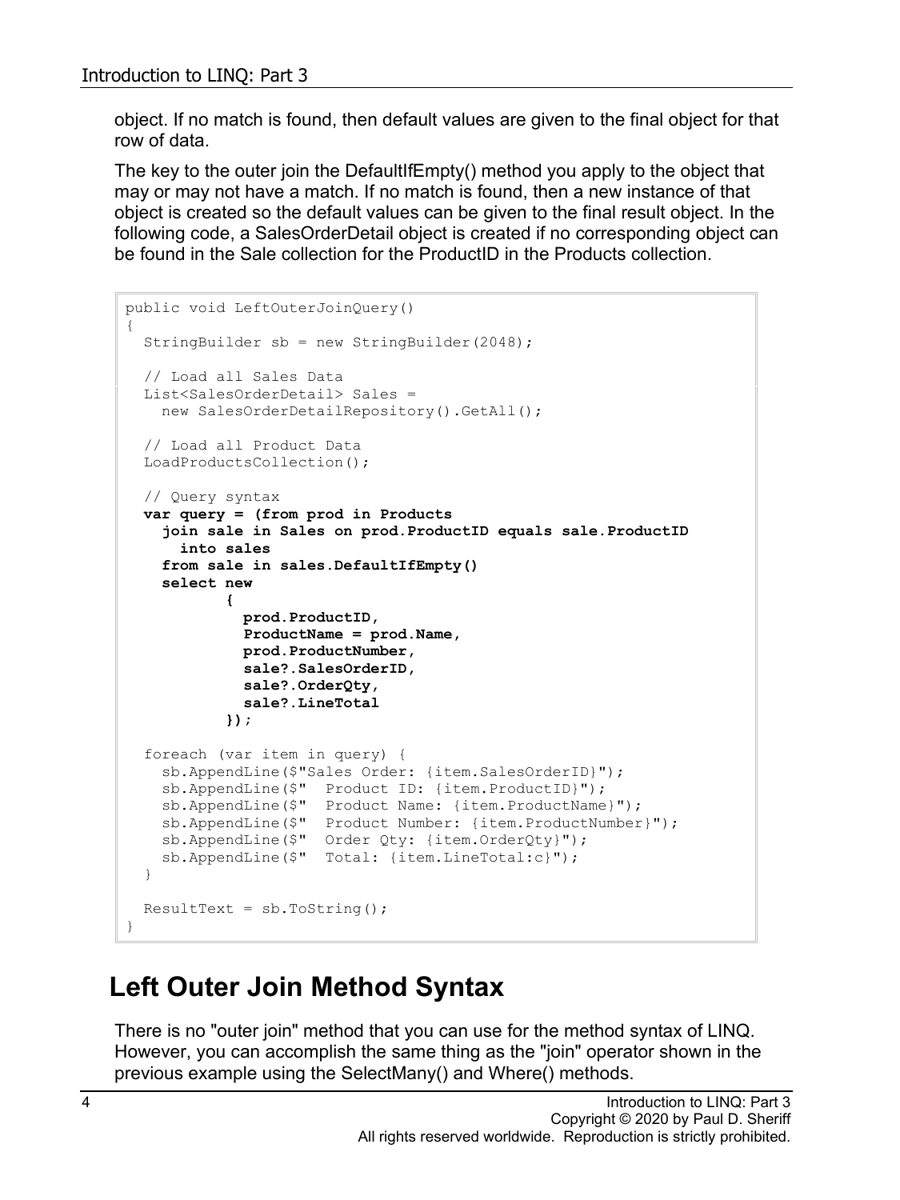object. If no match is found, then default values are given to the final object for that row of data.

The key to the outer join the DefaultIfEmpty() method you apply to the object that may or may not have a match. If no match is found, then a new instance of that object is created so the default values can be given to the final result object. In the following code, a SalesOrderDetail object is created if no corresponding object can be found in the Sale collection for the ProductID in the Products collection.

```
public void LeftOuterJoinQuery()
{
  StringBuilder sb = new StringBuilder(2048);

  // Load all Sales Data
  List<SalesOrderDetail> Sales =
    new SalesOrderDetailRepository().GetAll();

  // Load all Product Data
  LoadProductsCollection();

  // Query syntax
  var query = (from prod in Products
    join sale in Sales on prod.ProductID equals sale.ProductID
      into sales
    from sale in sales.DefaultIfEmpty()
    select new
           {
             prod.ProductID,
             ProductName = prod.Name,
             prod.ProductNumber,
             sale?.SalesOrderID,
             sale?.OrderQty,
             sale?.LineTotal
           });

  foreach (var item in query) {
    sb.AppendLine($"Sales Order: {item.SalesOrderID}");
    sb.AppendLine($"  Product ID: {item.ProductID}");
    sb.AppendLine($"  Product Name: {item.ProductName}");
    sb.AppendLine($"  Product Number: {item.ProductNumber}");
    sb.AppendLine($"  Order Qty: {item.OrderQty}");
    sb.AppendLine($"  Total: {item.LineTotal:c}");
  }

  ResultText = sb.ToString();
}
```

## Left Outer Join Method Syntax

There is no "outer join" method that you can use for the method syntax of LINQ. However, you can accomplish the same thing as the "join" operator shown in the previous example using the SelectMany() and Where() methods.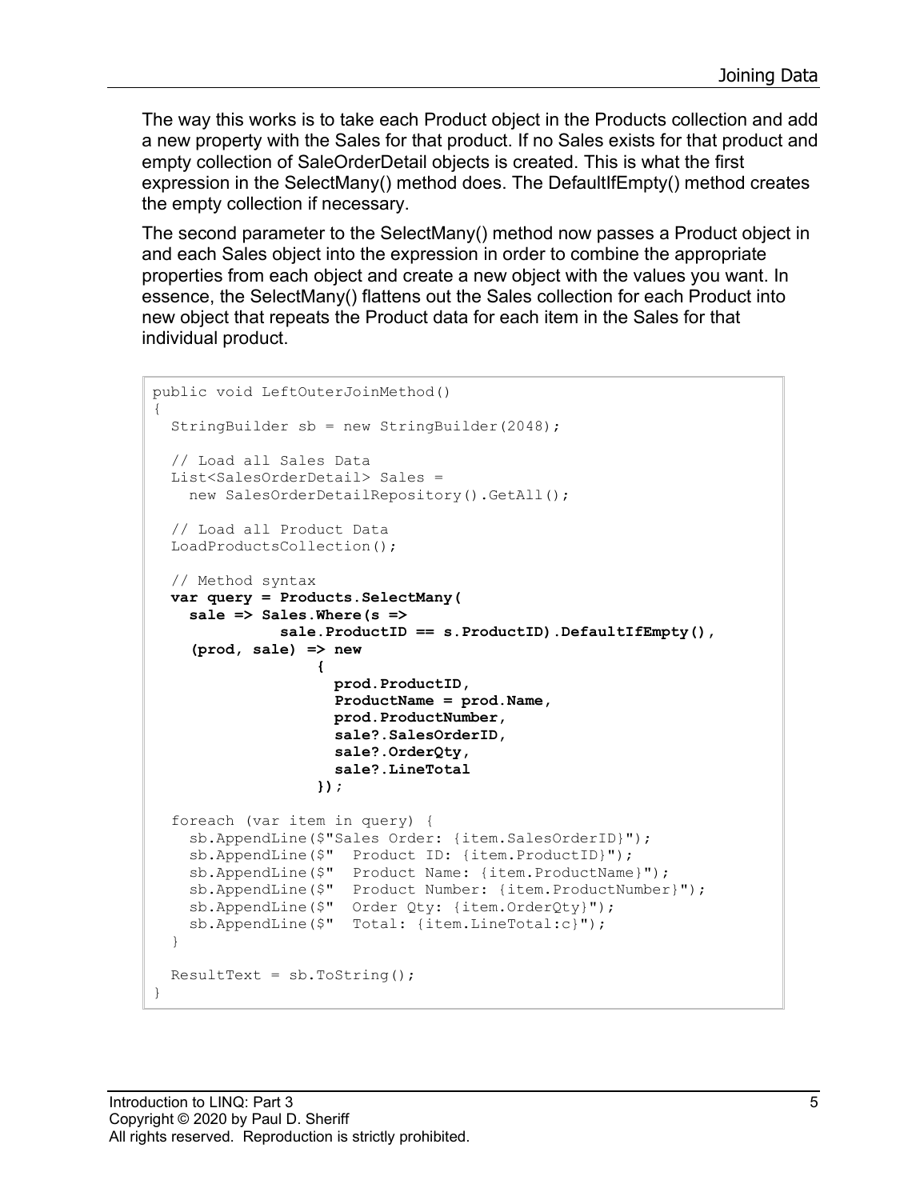The way this works is to take each Product object in the Products collection and add a new property with the Sales for that product. If no Sales exists for that product and empty collection of SaleOrderDetail objects is created. This is what the first expression in the SelectMany() method does. The DefaultIfEmpty() method creates the empty collection if necessary.

The second parameter to the SelectMany() method now passes a Product object in and each Sales object into the expression in order to combine the appropriate properties from each object and create a new object with the values you want. In essence, the SelectMany() flattens out the Sales collection for each Product into new object that repeats the Product data for each item in the Sales for that individual product.

```
public void LeftOuterJoinMethod()
{
  StringBuilder sb = new StringBuilder(2048);

  // Load all Sales Data
  List<SalesOrderDetail> Sales =
    new SalesOrderDetailRepository().GetAll();

  // Load all Product Data
  LoadProductsCollection();

  // Method syntax
  var query = Products.SelectMany(
    sale => Sales.Where(s =>
              sale.ProductID == s.ProductID).DefaultIfEmpty(),
    (prod, sale) => new
                  {
                    prod.ProductID,
                    ProductName = prod.Name,
                    prod.ProductNumber,
                    sale?.SalesOrderID,
                    sale?.OrderQty,
                    sale?.LineTotal
                  });

  foreach (var item in query) {
    sb.AppendLine($"Sales Order: {item.SalesOrderID}");
    sb.AppendLine($"  Product ID: {item.ProductID}");
    sb.AppendLine($"  Product Name: {item.ProductName}");
    sb.AppendLine($"  Product Number: {item.ProductNumber}");
    sb.AppendLine($"  Order Qty: {item.OrderQty}");
    sb.AppendLine($"  Total: {item.LineTotal:c}");
  }

  ResultText = sb.ToString();
}
```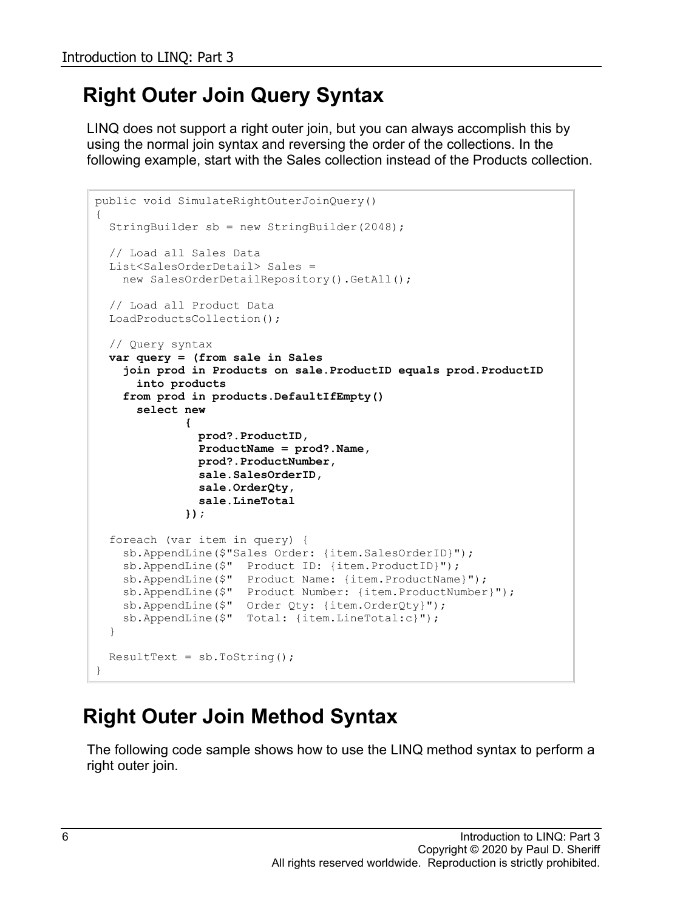## Right Outer Join Query Syntax

LINQ does not support a right outer join, but you can always accomplish this by using the normal join syntax and reversing the order of the collections. In the following example, start with the Sales collection instead of the Products collection.

```
public void SimulateRightOuterJoinQuery()
{
  StringBuilder sb = new StringBuilder(2048);

  // Load all Sales Data
  List<SalesOrderDetail> Sales =
    new SalesOrderDetailRepository().GetAll();

  // Load all Product Data
  LoadProductsCollection();

  // Query syntax
  var query = (from sale in Sales
    join prod in Products on sale.ProductID equals prod.ProductID
      into products
    from prod in products.DefaultIfEmpty()
      select new
             {
               prod?.ProductID,
               ProductName = prod?.Name,
               prod?.ProductNumber,
               sale.SalesOrderID,
               sale.OrderQty,
               sale.LineTotal
             });

  foreach (var item in query) {
    sb.AppendLine($"Sales Order: {item.SalesOrderID}");
    sb.AppendLine($"  Product ID: {item.ProductID}");
    sb.AppendLine($"  Product Name: {item.ProductName}");
    sb.AppendLine($"  Product Number: {item.ProductNumber}");
    sb.AppendLine($"  Order Qty: {item.OrderQty}");
    sb.AppendLine($"  Total: {item.LineTotal:c}");
  }

  ResultText = sb.ToString();
}
```

## Right Outer Join Method Syntax

The following code sample shows how to use the LINQ method syntax to perform a right outer join.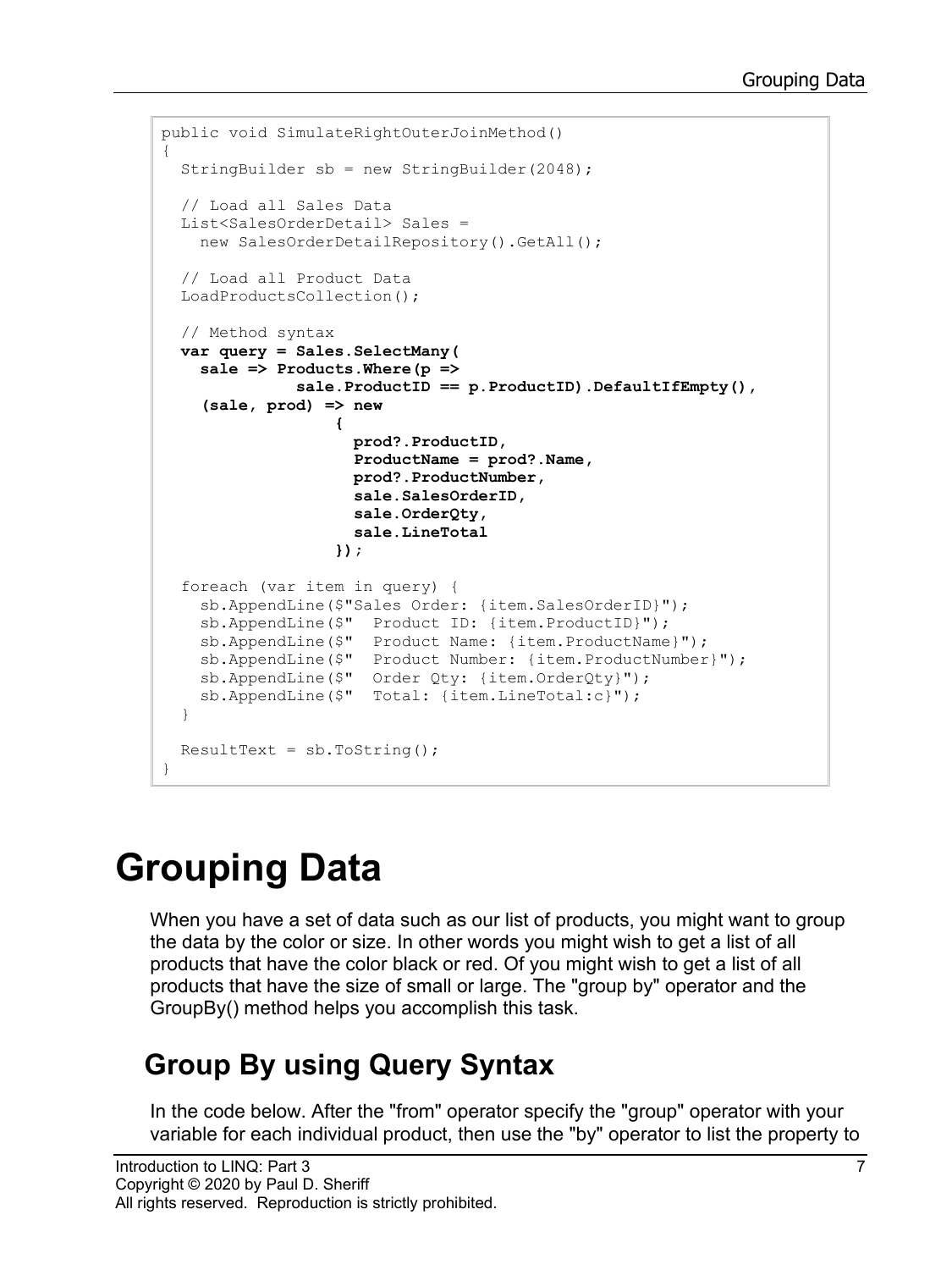```
public void SimulateRightOuterJoinMethod()
{
  StringBuilder sb = new StringBuilder(2048);

  // Load all Sales Data
  List<SalesOrderDetail> Sales =
    new SalesOrderDetailRepository().GetAll();

  // Load all Product Data
  LoadProductsCollection();

  // Method syntax
  var query = Sales.SelectMany(
    sale => Products.Where(p =>
              sale.ProductID == p.ProductID).DefaultIfEmpty(),
    (sale, prod) => new
                  {
                    prod?.ProductID,
                    ProductName = prod?.Name,
                    prod?.ProductNumber,
                    sale.SalesOrderID,
                    sale.OrderQty,
                    sale.LineTotal
                  });

  foreach (var item in query) {
    sb.AppendLine($"Sales Order: {item.SalesOrderID}");
    sb.AppendLine($"  Product ID: {item.ProductID}");
    sb.AppendLine($"  Product Name: {item.ProductName}");
    sb.AppendLine($"  Product Number: {item.ProductNumber}");
    sb.AppendLine($"  Order Qty: {item.OrderQty}");
    sb.AppendLine($"  Total: {item.LineTotal:c}");
  }

  ResultText = sb.ToString();
}
```

# Grouping Data

When you have a set of data such as our list of products, you might want to group the data by the color or size. In other words you might wish to get a list of all products that have the color black or red. Of you might wish to get a list of all products that have the size of small or large. The "group by" operator and the GroupBy() method helps you accomplish this task.

## Group By using Query Syntax

In the code below. After the "from" operator specify the "group" operator with your variable for each individual product, then use the "by" operator to list the property to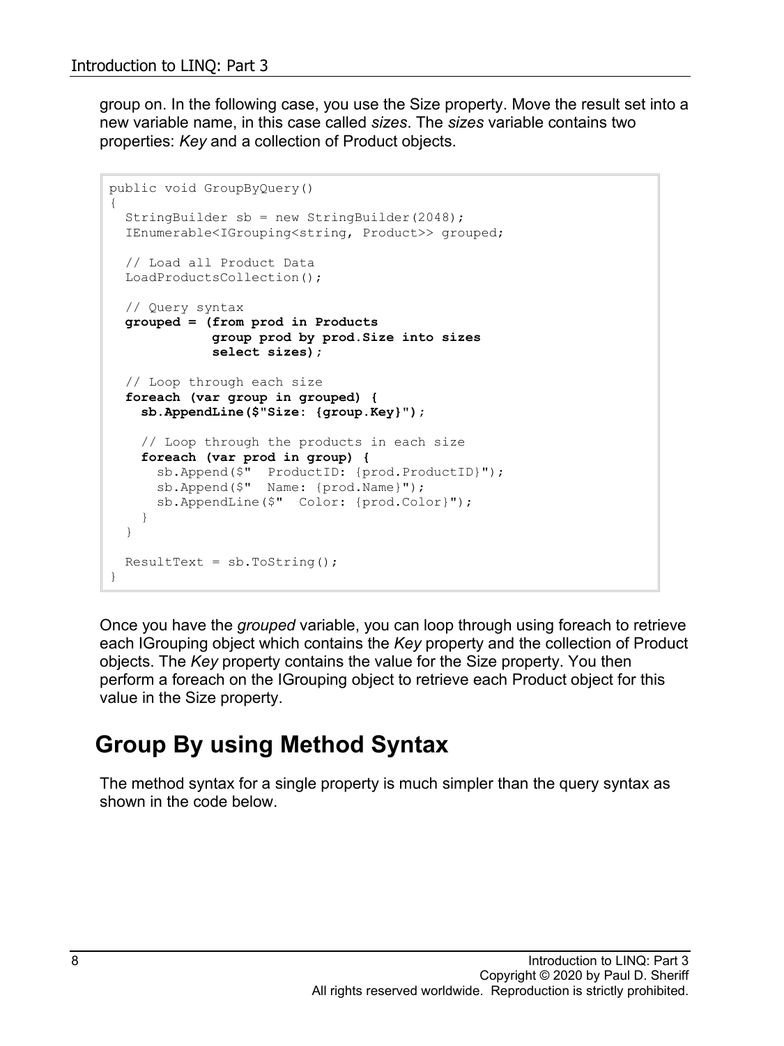group on. In the following case, you use the Size property. Move the result set into a new variable name, in this case called *sizes*. The *sizes* variable contains two properties: *Key* and a collection of Product objects.

```
public void GroupByQuery()
{
  StringBuilder sb = new StringBuilder(2048);
  IEnumerable<IGrouping<string, Product>> grouped;

  // Load all Product Data
  LoadProductsCollection();

  // Query syntax
  grouped = (from prod in Products
             group prod by prod.Size into sizes
             select sizes);

  // Loop through each size
  foreach (var group in grouped) {
    sb.AppendLine($"Size: {group.Key}");

    // Loop through the products in each size
    foreach (var prod in group) {
      sb.Append($"  ProductID: {prod.ProductID}");
      sb.Append($"  Name: {prod.Name}");
      sb.AppendLine($"  Color: {prod.Color}");
    }
  }

  ResultText = sb.ToString();
}
```

Once you have the *grouped* variable, you can loop through using foreach to retrieve each IGrouping object which contains the *Key* property and the collection of Product objects. The *Key* property contains the value for the Size property. You then perform a foreach on the IGrouping object to retrieve each Product object for this value in the Size property.

## Group By using Method Syntax

The method syntax for a single property is much simpler than the query syntax as shown in the code below.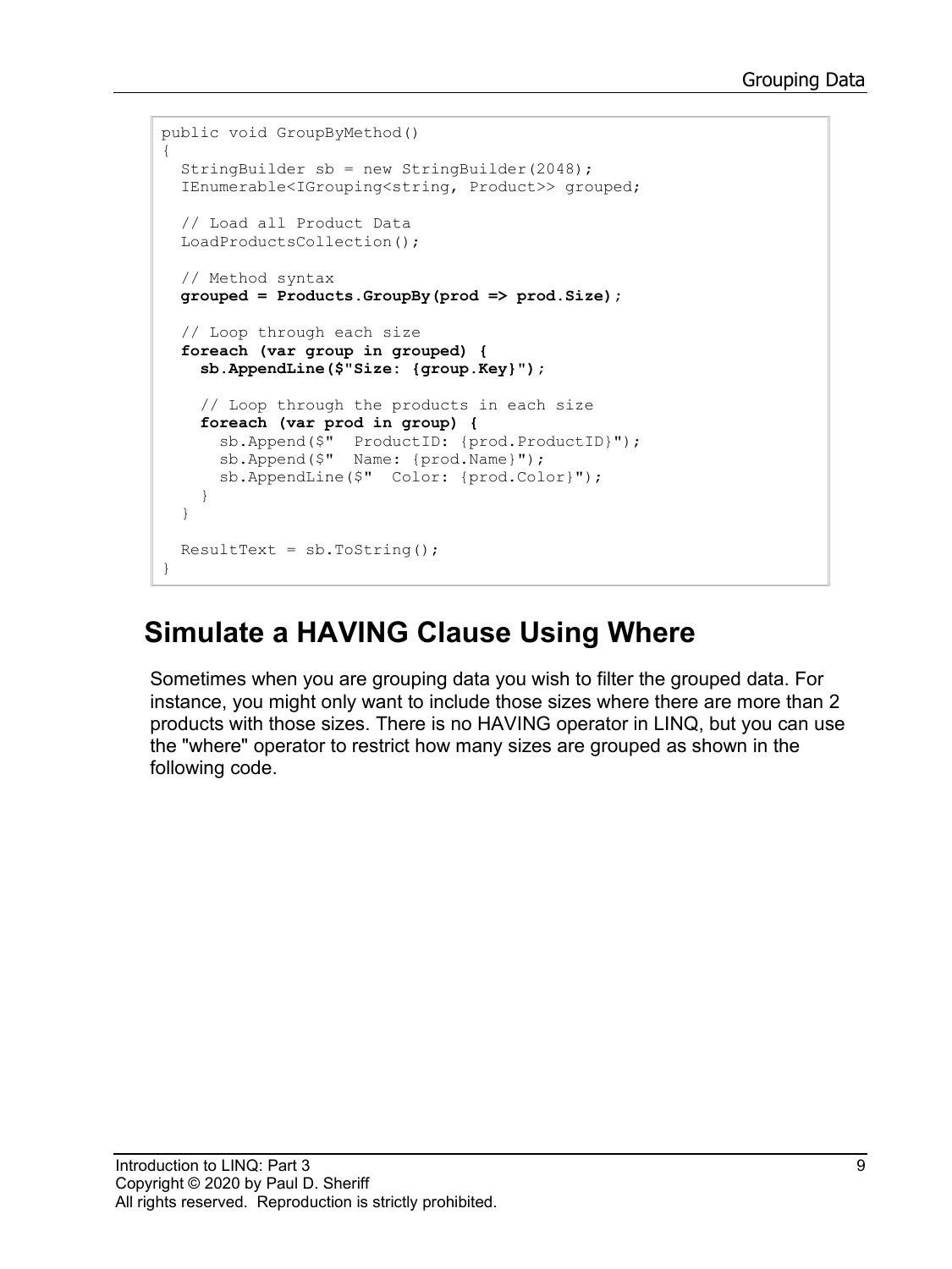```
public void GroupByMethod()
{
  StringBuilder sb = new StringBuilder(2048);
  IEnumerable<IGrouping<string, Product>> grouped;

  // Load all Product Data
  LoadProductsCollection();

  // Method syntax
  grouped = Products.GroupBy(prod => prod.Size);

  // Loop through each size
  foreach (var group in grouped) {
    sb.AppendLine($"Size: {group.Key}");

    // Loop through the products in each size
    foreach (var prod in group) {
      sb.Append($"  ProductID: {prod.ProductID}");
      sb.Append($"  Name: {prod.Name}");
      sb.AppendLine($"  Color: {prod.Color}");
    }
  }

  ResultText = sb.ToString();
}
```

## Simulate a HAVING Clause Using Where

Sometimes when you are grouping data you wish to filter the grouped data. For instance, you might only want to include those sizes where there are more than 2 products with those sizes. There is no HAVING operator in LINQ, but you can use the "where" operator to restrict how many sizes are grouped as shown in the following code.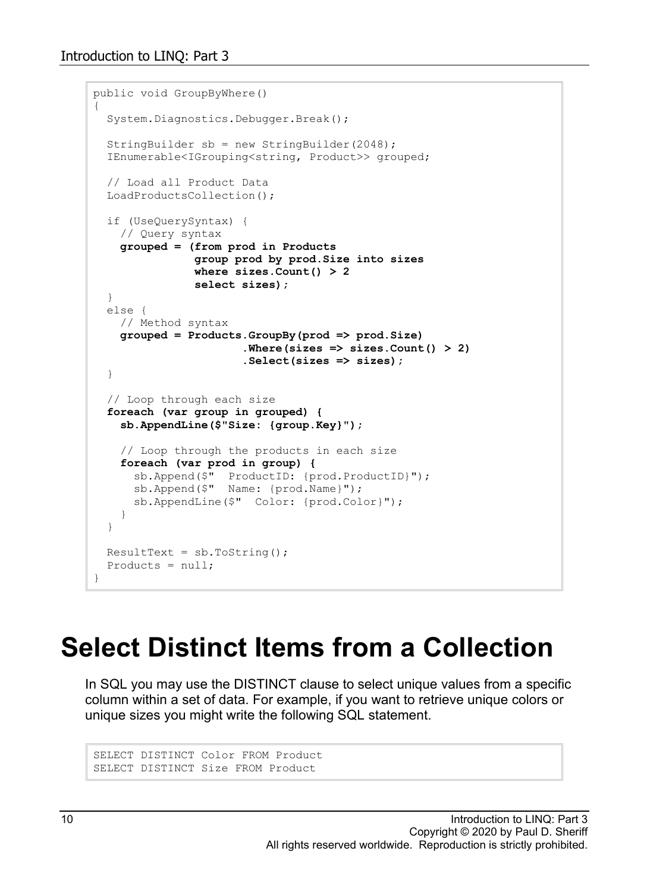```
public void GroupByWhere()
{
  System.Diagnostics.Debugger.Break();

  StringBuilder sb = new StringBuilder(2048);
  IEnumerable<IGrouping<string, Product>> grouped;

  // Load all Product Data
  LoadProductsCollection();

  if (UseQuerySyntax) {
    // Query syntax
    grouped = (from prod in Products
               group prod by prod.Size into sizes
               where sizes.Count() > 2
               select sizes);
  }
  else {
    // Method syntax
    grouped = Products.GroupBy(prod => prod.Size)
                      .Where(sizes => sizes.Count() > 2)
                      .Select(sizes => sizes);
  }

  // Loop through each size
  foreach (var group in grouped) {
    sb.AppendLine($"Size: {group.Key}");

    // Loop through the products in each size
    foreach (var prod in group) {
      sb.Append($"  ProductID: {prod.ProductID}");
      sb.Append($"  Name: {prod.Name}");
      sb.AppendLine($"  Color: {prod.Color}");
    }
  }

  ResultText = sb.ToString();
  Products = null;
}
```

# Select Distinct Items from a Collection

In SQL you may use the DISTINCT clause to select unique values from a specific column within a set of data. For example, if you want to retrieve unique colors or unique sizes you might write the following SQL statement.

```
SELECT DISTINCT Color FROM Product
SELECT DISTINCT Size FROM Product
```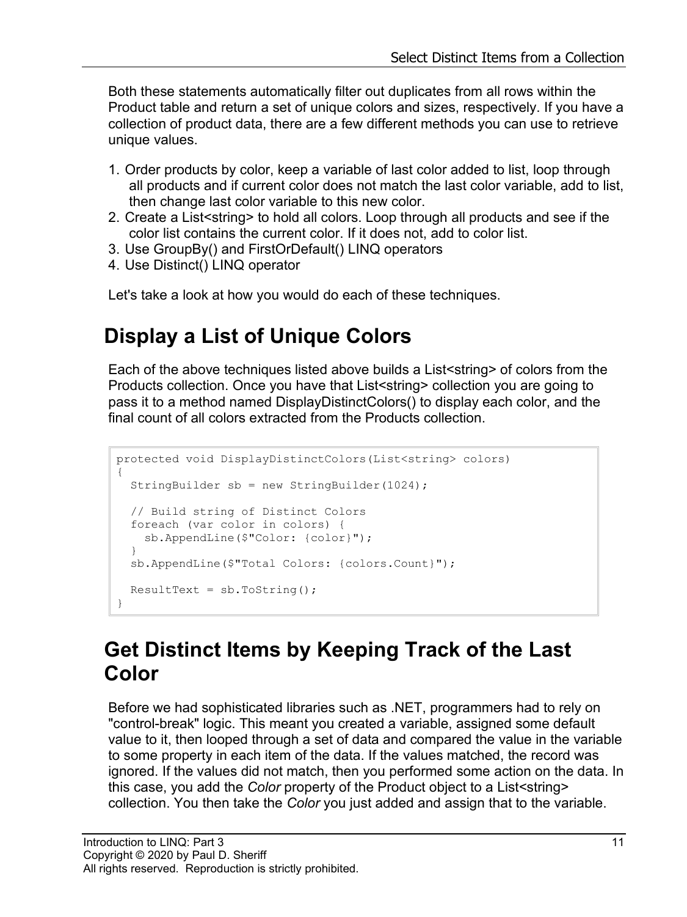Both these statements automatically filter out duplicates from all rows within the Product table and return a set of unique colors and sizes, respectively. If you have a collection of product data, there are a few different methods you can use to retrieve unique values.

1. Order products by color, keep a variable of last color added to list, loop through all products and if current color does not match the last color variable, add to list, then change last color variable to this new color.
2. Create a List<string> to hold all colors. Loop through all products and see if the color list contains the current color. If it does not, add to color list.
3. Use GroupBy() and FirstOrDefault() LINQ operators
4. Use Distinct() LINQ operator

Let's take a look at how you would do each of these techniques.

## Display a List of Unique Colors

Each of the above techniques listed above builds a List<string> of colors from the Products collection. Once you have that List<string> collection you are going to pass it to a method named DisplayDistinctColors() to display each color, and the final count of all colors extracted from the Products collection.

```
protected void DisplayDistinctColors(List<string> colors)
{
  StringBuilder sb = new StringBuilder(1024);

  // Build string of Distinct Colors
  foreach (var color in colors) {
    sb.AppendLine($"Color: {color}");
  }
  sb.AppendLine($"Total Colors: {colors.Count}");

  ResultText = sb.ToString();
}
```

## Get Distinct Items by Keeping Track of the Last Color

Before we had sophisticated libraries such as .NET, programmers had to rely on "control-break" logic. This meant you created a variable, assigned some default value to it, then looped through a set of data and compared the value in the variable to some property in each item of the data. If the values matched, the record was ignored. If the values did not match, then you performed some action on the data. In this case, you add the *Color* property of the Product object to a List<string> collection. You then take the *Color* you just added and assign that to the variable.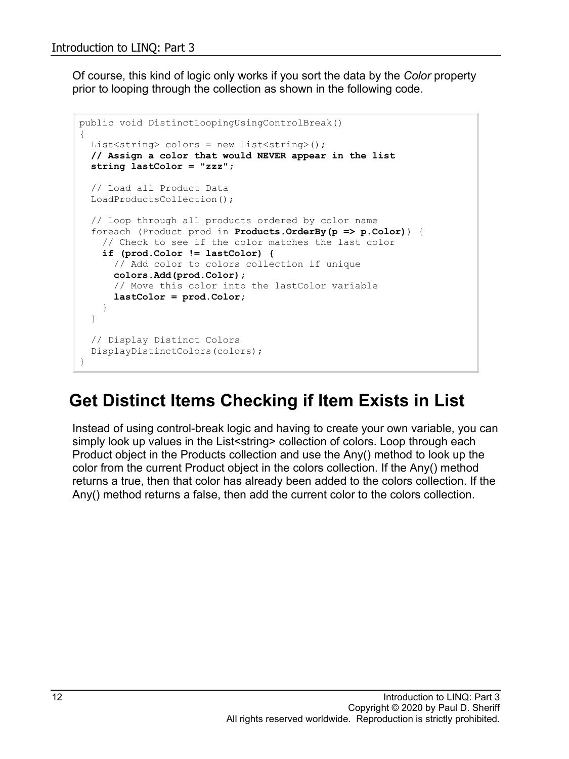Of course, this kind of logic only works if you sort the data by the *Color* property prior to looping through the collection as shown in the following code.

```
public void DistinctLoopingUsingControlBreak()
{
  List<string> colors = new List<string>();
  // Assign a color that would NEVER appear in the list
  string lastColor = "zzz";

  // Load all Product Data
  LoadProductsCollection();

  // Loop through all products ordered by color name
  foreach (Product prod in Products.OrderBy(p => p.Color)) {
    // Check to see if the color matches the last color
    if (prod.Color != lastColor) {
      // Add color to colors collection if unique
      colors.Add(prod.Color);
      // Move this color into the lastColor variable
      lastColor = prod.Color;
    }
  }

  // Display Distinct Colors
  DisplayDistinctColors(colors);
}
```

## Get Distinct Items Checking if Item Exists in List

Instead of using control-break logic and having to create your own variable, you can simply look up values in the List<string> collection of colors. Loop through each Product object in the Products collection and use the Any() method to look up the color from the current Product object in the colors collection. If the Any() method returns a true, then that color has already been added to the colors collection. If the Any() method returns a false, then add the current color to the colors collection.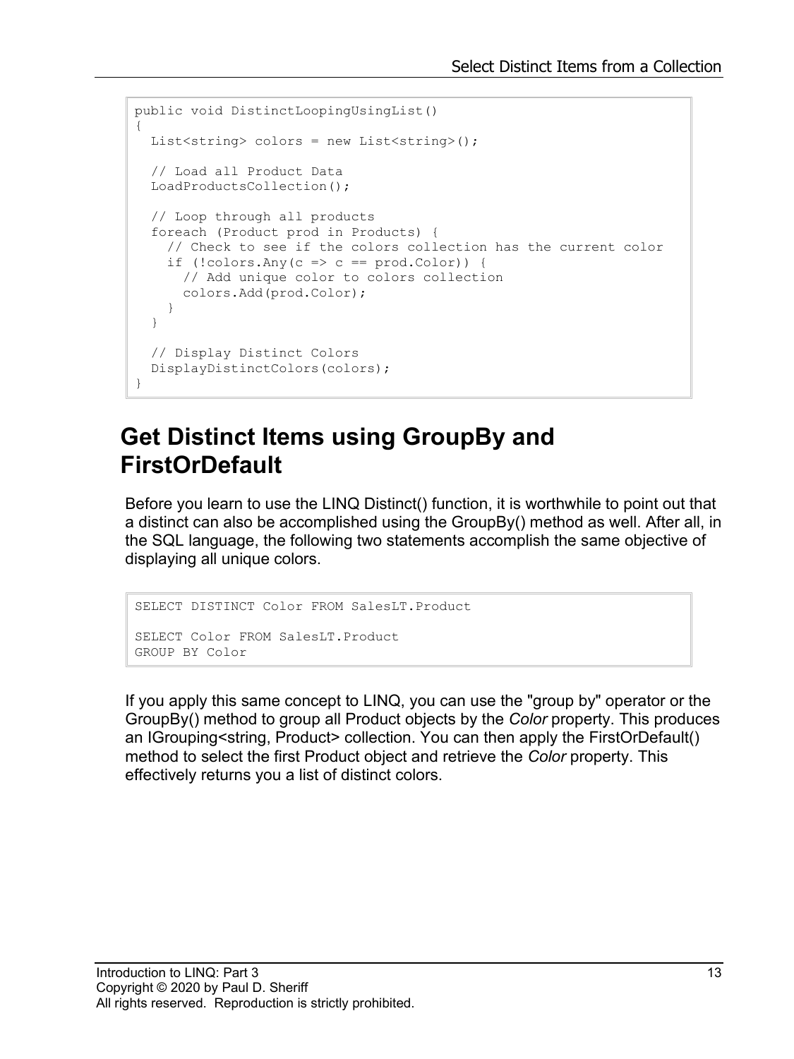```
public void DistinctLoopingUsingList()
{
  List<string> colors = new List<string>();

  // Load all Product Data
  LoadProductsCollection();

  // Loop through all products
  foreach (Product prod in Products) {
    // Check to see if the colors collection has the current color
    if (!colors.Any(c => c == prod.Color)) {
      // Add unique color to colors collection
      colors.Add(prod.Color);
    }
  }

  // Display Distinct Colors
  DisplayDistinctColors(colors);
}
```

## Get Distinct Items using GroupBy and FirstOrDefault

Before you learn to use the LINQ Distinct() function, it is worthwhile to point out that a distinct can also be accomplished using the GroupBy() method as well. After all, in the SQL language, the following two statements accomplish the same objective of displaying all unique colors.

```
SELECT DISTINCT Color FROM SalesLT.Product

SELECT Color FROM SalesLT.Product
GROUP BY Color
```

If you apply this same concept to LINQ, you can use the "group by" operator or the GroupBy() method to group all Product objects by the *Color* property. This produces an IGrouping<string, Product> collection. You can then apply the FirstOrDefault() method to select the first Product object and retrieve the *Color* property. This effectively returns you a list of distinct colors.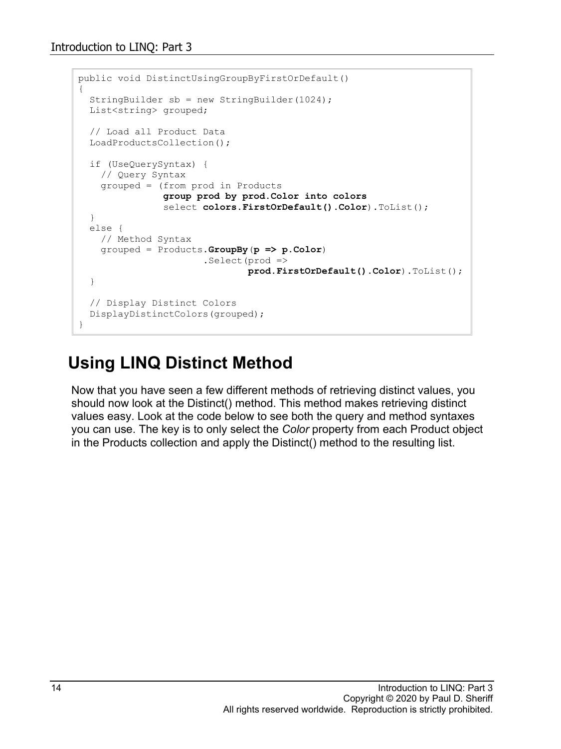```
public void DistinctUsingGroupByFirstOrDefault()
{
  StringBuilder sb = new StringBuilder(1024);
  List<string> grouped;

  // Load all Product Data
  LoadProductsCollection();

  if (UseQuerySyntax) {
    // Query Syntax
    grouped = (from prod in Products
               group prod by prod.Color into colors
               select colors.FirstOrDefault().Color).ToList();
  }
  else {
    // Method Syntax
    grouped = Products.GroupBy(p => p.Color)
                      .Select(prod =>
                              prod.FirstOrDefault().Color).ToList();
  }

  // Display Distinct Colors
  DisplayDistinctColors(grouped);
}
```

## Using LINQ Distinct Method

Now that you have seen a few different methods of retrieving distinct values, you should now look at the Distinct() method. This method makes retrieving distinct values easy. Look at the code below to see both the query and method syntaxes you can use. The key is to only select the *Color* property from each Product object in the Products collection and apply the Distinct() method to the resulting list.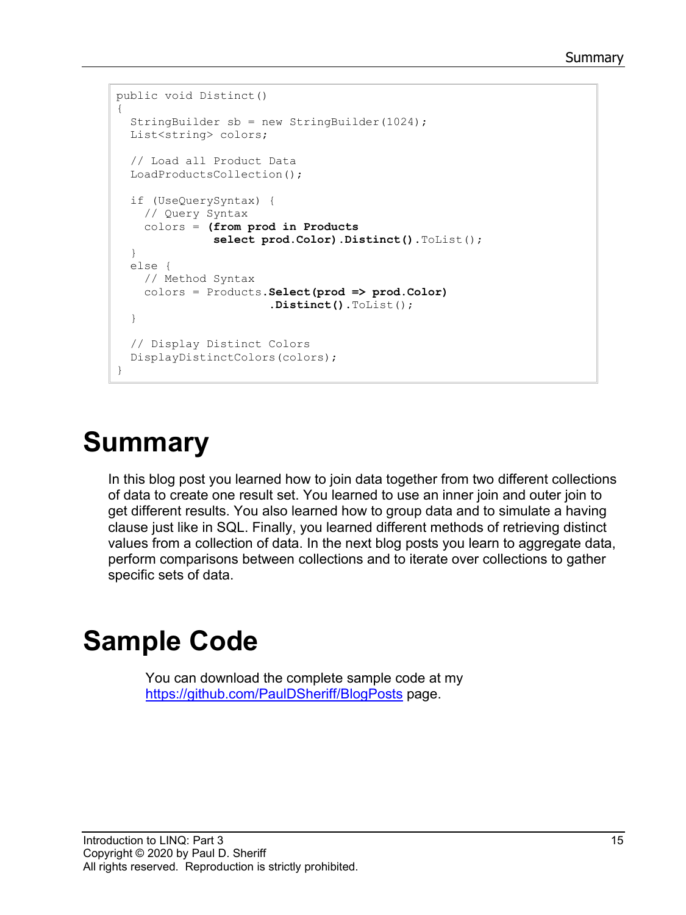```
public void Distinct()
{
  StringBuilder sb = new StringBuilder(1024);
  List<string> colors;

  // Load all Product Data
  LoadProductsCollection();

  if (UseQuerySyntax) {
    // Query Syntax
    colors = (from prod in Products
              select prod.Color).Distinct().ToList();
  }
  else {
    // Method Syntax
    colors = Products.Select(prod => prod.Color)
                      .Distinct().ToList();
  }

  // Display Distinct Colors
  DisplayDistinctColors(colors);
}
```

# Summary

In this blog post you learned how to join data together from two different collections of data to create one result set. You learned to use an inner join and outer join to get different results. You also learned how to group data and to simulate a having clause just like in SQL. Finally, you learned different methods of retrieving distinct values from a collection of data. In the next blog posts you learn to aggregate data, perform comparisons between collections and to iterate over collections to gather specific sets of data.

# Sample Code

You can download the complete sample code at my [https://github.com/PaulDSheriff/BlogPosts](https://github.com/PaulDSheriff/BlogPosts) page.